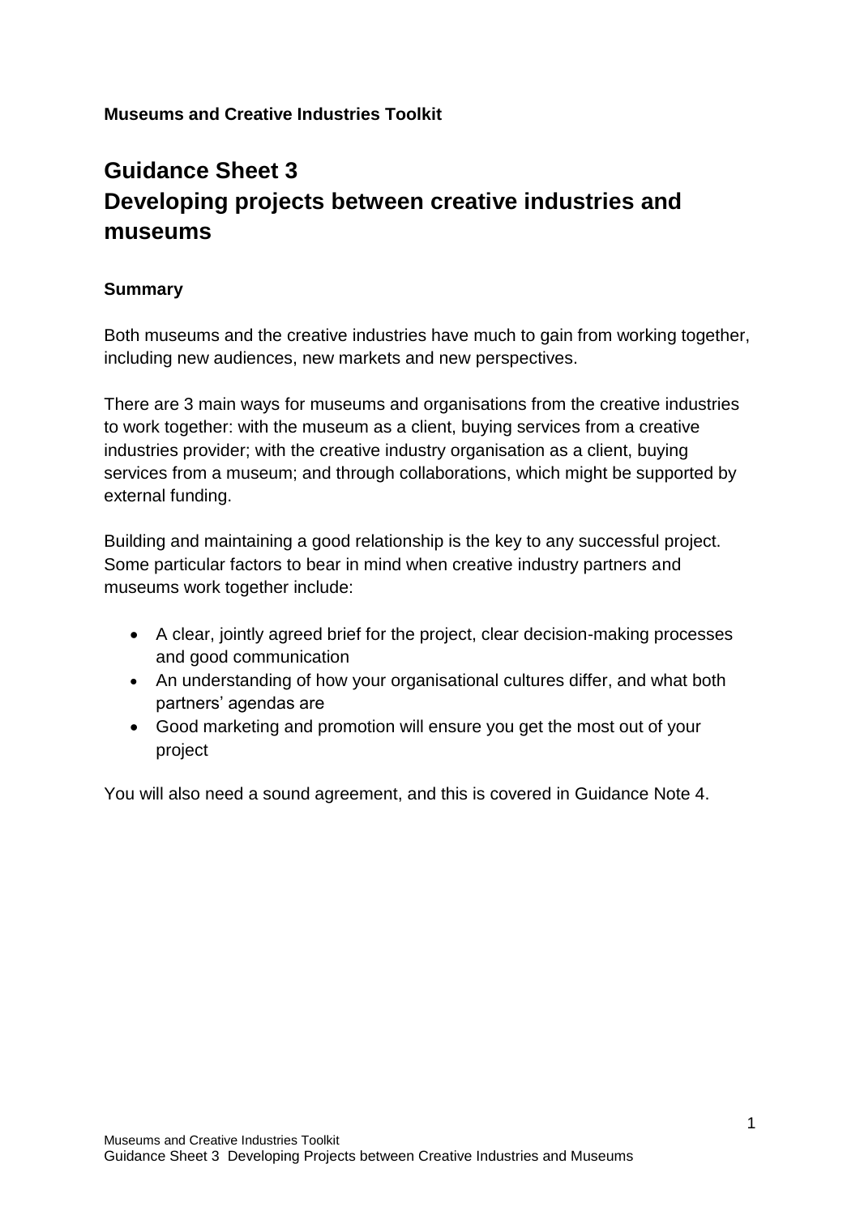**Museums and Creative Industries Toolkit**

# Guidance Sheet 3
# Developing projects between creative industries and museums

### Summary

Both museums and the creative industries have much to gain from working together, including new audiences, new markets and new perspectives.

There are 3 main ways for museums and organisations from the creative industries to work together: with the museum as a client, buying services from a creative industries provider; with the creative industry organisation as a client, buying services from a museum; and through collaborations, which might be supported by external funding.

Building and maintaining a good relationship is the key to any successful project. Some particular factors to bear in mind when creative industry partners and museums work together include:

- A clear, jointly agreed brief for the project, clear decision-making processes and good communication
- An understanding of how your organisational cultures differ, and what both partners' agendas are
- Good marketing and promotion will ensure you get the most out of your project

You will also need a sound agreement, and this is covered in Guidance Note 4.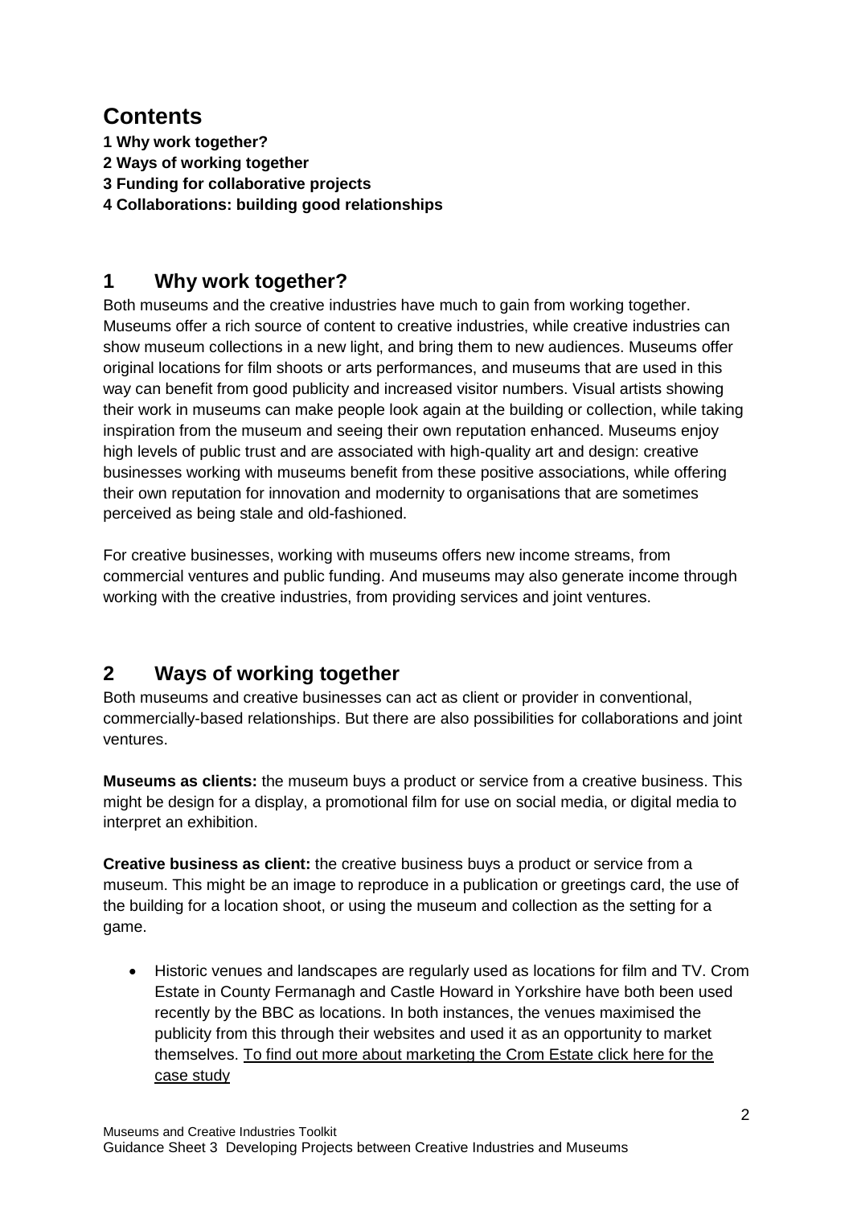# Contents

**1 Why work together?**
**2 Ways of working together**
**3 Funding for collaborative projects**
**4 Collaborations: building good relationships**

## 1 Why work together?

Both museums and the creative industries have much to gain from working together. Museums offer a rich source of content to creative industries, while creative industries can show museum collections in a new light, and bring them to new audiences. Museums offer original locations for film shoots or arts performances, and museums that are used in this way can benefit from good publicity and increased visitor numbers. Visual artists showing their work in museums can make people look again at the building or collection, while taking inspiration from the museum and seeing their own reputation enhanced. Museums enjoy high levels of public trust and are associated with high-quality art and design: creative businesses working with museums benefit from these positive associations, while offering their own reputation for innovation and modernity to organisations that are sometimes perceived as being stale and old-fashioned.

For creative businesses, working with museums offers new income streams, from commercial ventures and public funding. And museums may also generate income through working with the creative industries, from providing services and joint ventures.

## 2 Ways of working together

Both museums and creative businesses can act as client or provider in conventional, commercially-based relationships. But there are also possibilities for collaborations and joint ventures.

**Museums as clients:** the museum buys a product or service from a creative business. This might be design for a display, a promotional film for use on social media, or digital media to interpret an exhibition.

**Creative business as client:** the creative business buys a product or service from a museum. This might be an image to reproduce in a publication or greetings card, the use of the building for a location shoot, or using the museum and collection as the setting for a game.

- Historic venues and landscapes are regularly used as locations for film and TV. Crom Estate in County Fermanagh and Castle Howard in Yorkshire have both been used recently by the BBC as locations. In both instances, the venues maximised the publicity from this through their websites and used it as an opportunity to market themselves. To find out more about marketing the Crom Estate click here for the case study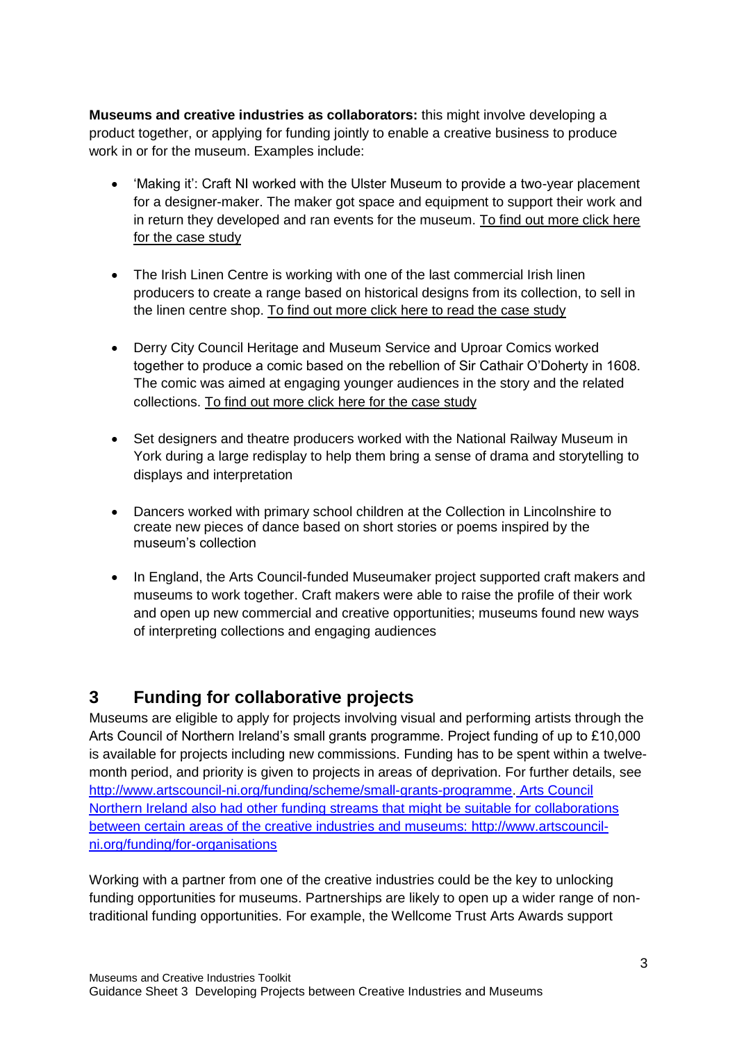**Museums and creative industries as collaborators:** this might involve developing a product together, or applying for funding jointly to enable a creative business to produce work in or for the museum. Examples include:

- 'Making it': Craft NI worked with the Ulster Museum to provide a two-year placement for a designer-maker. The maker got space and equipment to support their work and in return they developed and ran events for the museum. To find out more click here for the case study

- The Irish Linen Centre is working with one of the last commercial Irish linen producers to create a range based on historical designs from its collection, to sell in the linen centre shop. To find out more click here to read the case study

- Derry City Council Heritage and Museum Service and Uproar Comics worked together to produce a comic based on the rebellion of Sir Cathair O'Doherty in 1608. The comic was aimed at engaging younger audiences in the story and the related collections. To find out more click here for the case study

- Set designers and theatre producers worked with the National Railway Museum in York during a large redisplay to help them bring a sense of drama and storytelling to displays and interpretation

- Dancers worked with primary school children at the Collection in Lincolnshire to create new pieces of dance based on short stories or poems inspired by the museum's collection

- In England, the Arts Council-funded Museumaker project supported craft makers and museums to work together. Craft makers were able to raise the profile of their work and open up new commercial and creative opportunities; museums found new ways of interpreting collections and engaging audiences

## 3 Funding for collaborative projects

Museums are eligible to apply for projects involving visual and performing artists through the Arts Council of Northern Ireland's small grants programme. Project funding of up to £10,000 is available for projects including new commissions. Funding has to be spent within a twelve-month period, and priority is given to projects in areas of deprivation. For further details, see http://www.artscouncil-ni.org/funding/scheme/small-grants-programme. Arts Council Northern Ireland also had other funding streams that might be suitable for collaborations between certain areas of the creative industries and museums: http://www.artscouncil-ni.org/funding/for-organisations

Working with a partner from one of the creative industries could be the key to unlocking funding opportunities for museums. Partnerships are likely to open up a wider range of non-traditional funding opportunities. For example, the Wellcome Trust Arts Awards support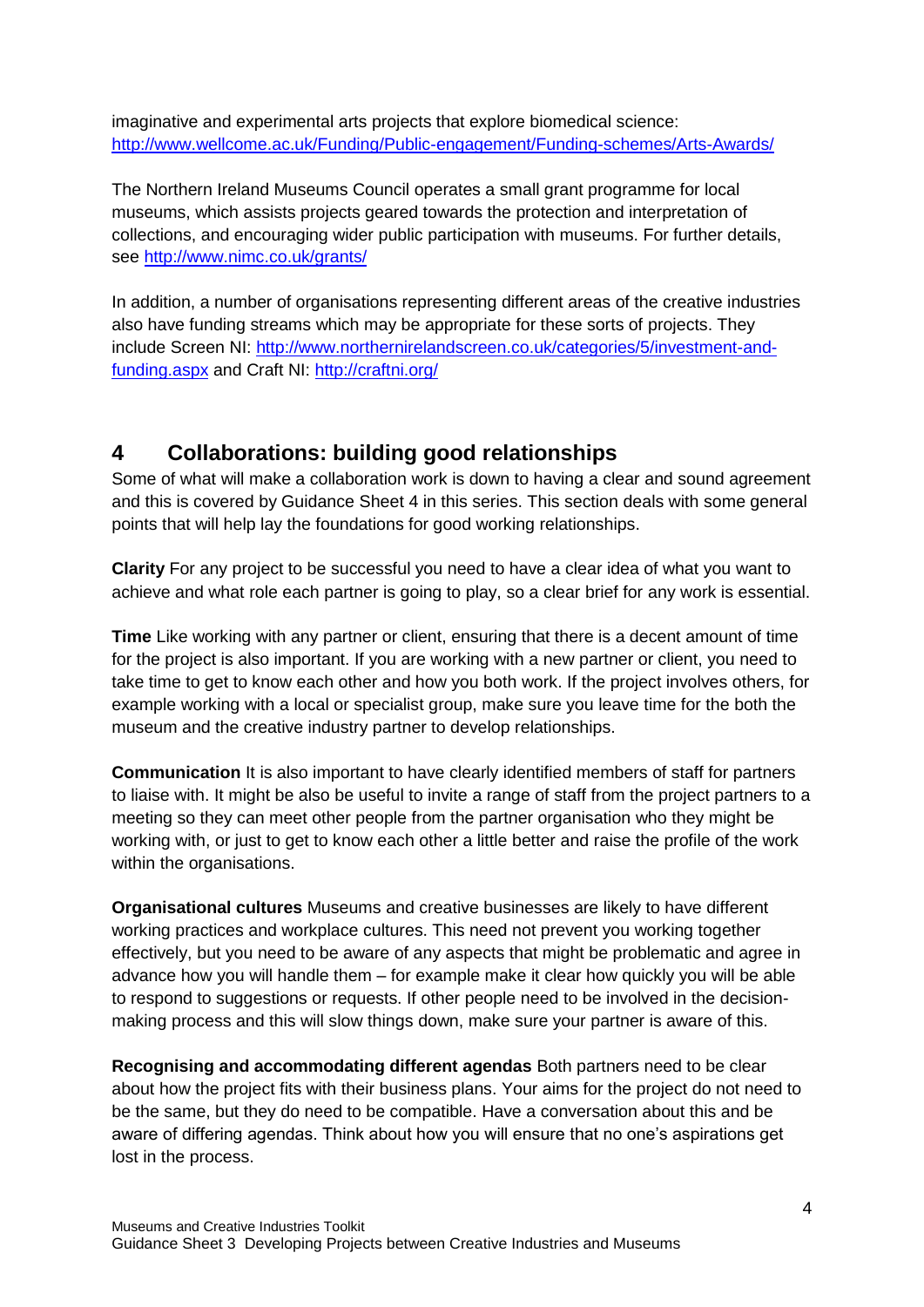imaginative and experimental arts projects that explore biomedical science: http://www.wellcome.ac.uk/Funding/Public-engagement/Funding-schemes/Arts-Awards/

The Northern Ireland Museums Council operates a small grant programme for local museums, which assists projects geared towards the protection and interpretation of collections, and encouraging wider public participation with museums. For further details, see http://www.nimc.co.uk/grants/

In addition, a number of organisations representing different areas of the creative industries also have funding streams which may be appropriate for these sorts of projects. They include Screen NI: http://www.northernirelandscreen.co.uk/categories/5/investment-and-funding.aspx and Craft NI: http://craftni.org/

## 4 Collaborations: building good relationships

Some of what will make a collaboration work is down to having a clear and sound agreement and this is covered by Guidance Sheet 4 in this series. This section deals with some general points that will help lay the foundations for good working relationships.

**Clarity** For any project to be successful you need to have a clear idea of what you want to achieve and what role each partner is going to play, so a clear brief for any work is essential.

**Time** Like working with any partner or client, ensuring that there is a decent amount of time for the project is also important. If you are working with a new partner or client, you need to take time to get to know each other and how you both work. If the project involves others, for example working with a local or specialist group, make sure you leave time for the both the museum and the creative industry partner to develop relationships.

**Communication** It is also important to have clearly identified members of staff for partners to liaise with. It might be also be useful to invite a range of staff from the project partners to a meeting so they can meet other people from the partner organisation who they might be working with, or just to get to know each other a little better and raise the profile of the work within the organisations.

**Organisational cultures** Museums and creative businesses are likely to have different working practices and workplace cultures. This need not prevent you working together effectively, but you need to be aware of any aspects that might be problematic and agree in advance how you will handle them – for example make it clear how quickly you will be able to respond to suggestions or requests. If other people need to be involved in the decision-making process and this will slow things down, make sure your partner is aware of this.

**Recognising and accommodating different agendas** Both partners need to be clear about how the project fits with their business plans. Your aims for the project do not need to be the same, but they do need to be compatible. Have a conversation about this and be aware of differing agendas. Think about how you will ensure that no one's aspirations get lost in the process.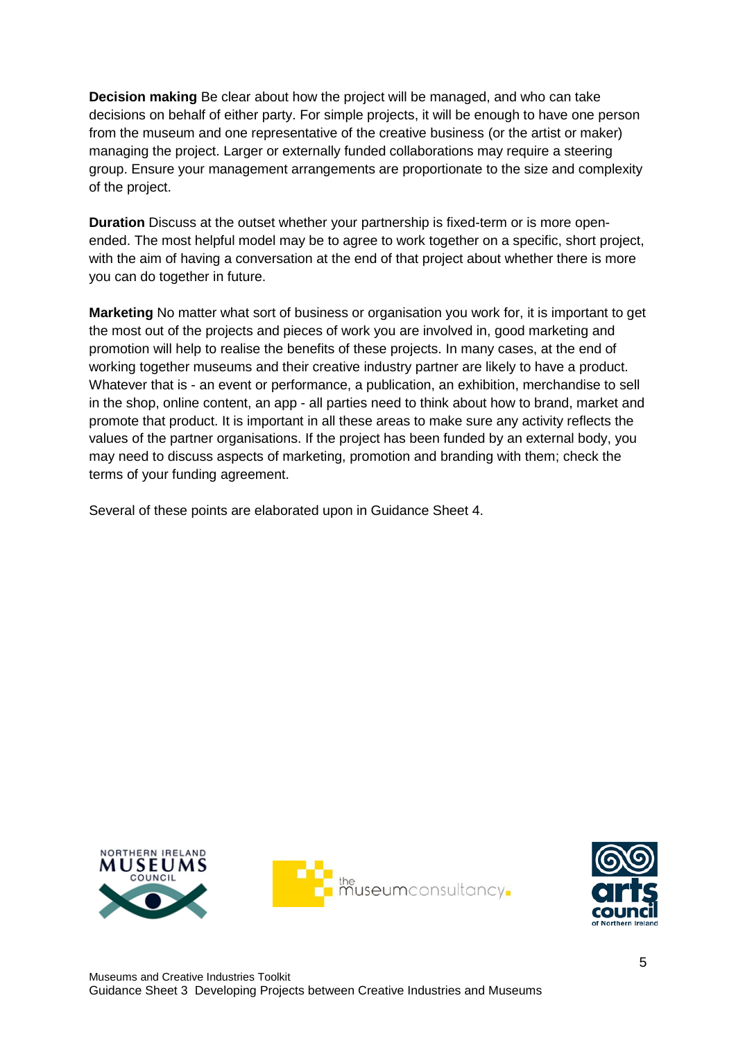**Decision making** Be clear about how the project will be managed, and who can take decisions on behalf of either party. For simple projects, it will be enough to have one person from the museum and one representative of the creative business (or the artist or maker) managing the project. Larger or externally funded collaborations may require a steering group. Ensure your management arrangements are proportionate to the size and complexity of the project.

**Duration** Discuss at the outset whether your partnership is fixed-term or is more open-ended. The most helpful model may be to agree to work together on a specific, short project, with the aim of having a conversation at the end of that project about whether there is more you can do together in future.

**Marketing** No matter what sort of business or organisation you work for, it is important to get the most out of the projects and pieces of work you are involved in, good marketing and promotion will help to realise the benefits of these projects. In many cases, at the end of working together museums and their creative industry partner are likely to have a product. Whatever that is - an event or performance, a publication, an exhibition, merchandise to sell in the shop, online content, an app - all parties need to think about how to brand, market and promote that product. It is important in all these areas to make sure any activity reflects the values of the partner organisations. If the project has been funded by an external body, you may need to discuss aspects of marketing, promotion and branding with them; check the terms of your funding agreement.

Several of these points are elaborated upon in Guidance Sheet 4.